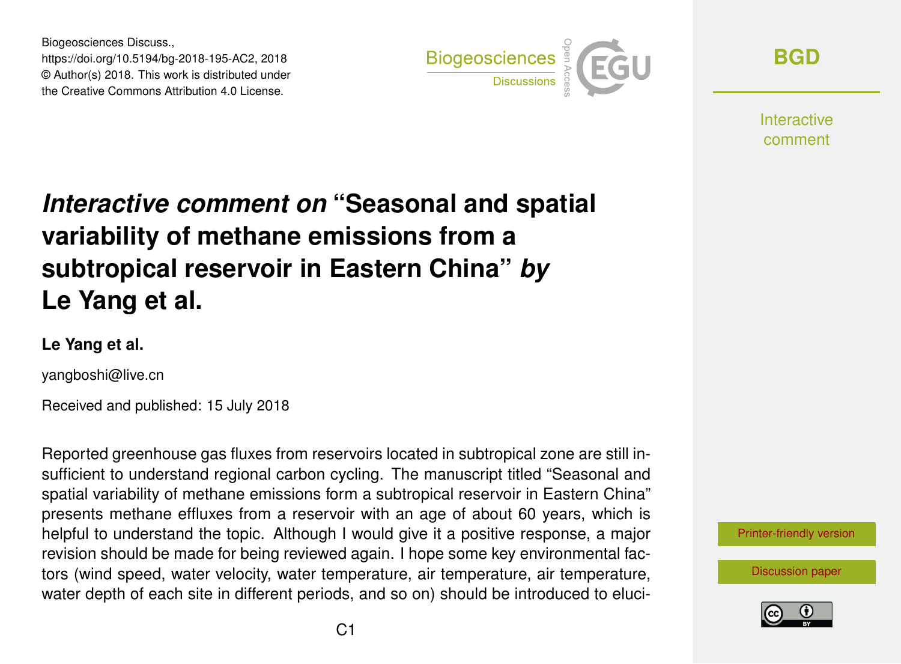Biogeosciences Discuss.,
https://doi.org/10.5194/bg-2018-195-AC2, 2018
© Author(s) 2018. This work is distributed under
the Creative Commons Attribution 4.0 License.

# *Interactive comment on* "Seasonal and spatial variability of methane emissions from a subtropical reservoir in Eastern China" *by* Le Yang et al.

**Le Yang et al.**

yangboshi@live.cn

Received and published: 15 July 2018

Reported greenhouse gas fluxes from reservoirs located in subtropical zone are still insufficient to understand regional carbon cycling. The manuscript titled "Seasonal and spatial variability of methane emissions form a subtropical reservoir in Eastern China" presents methane effluxes from a reservoir with an age of about 60 years, which is helpful to understand the topic. Although I would give it a positive response, a major revision should be made for being reviewed again. I hope some key environmental factors (wind speed, water velocity, water temperature, air temperature, air temperature, water depth of each site in different periods, and so on) should be introduced to eluci-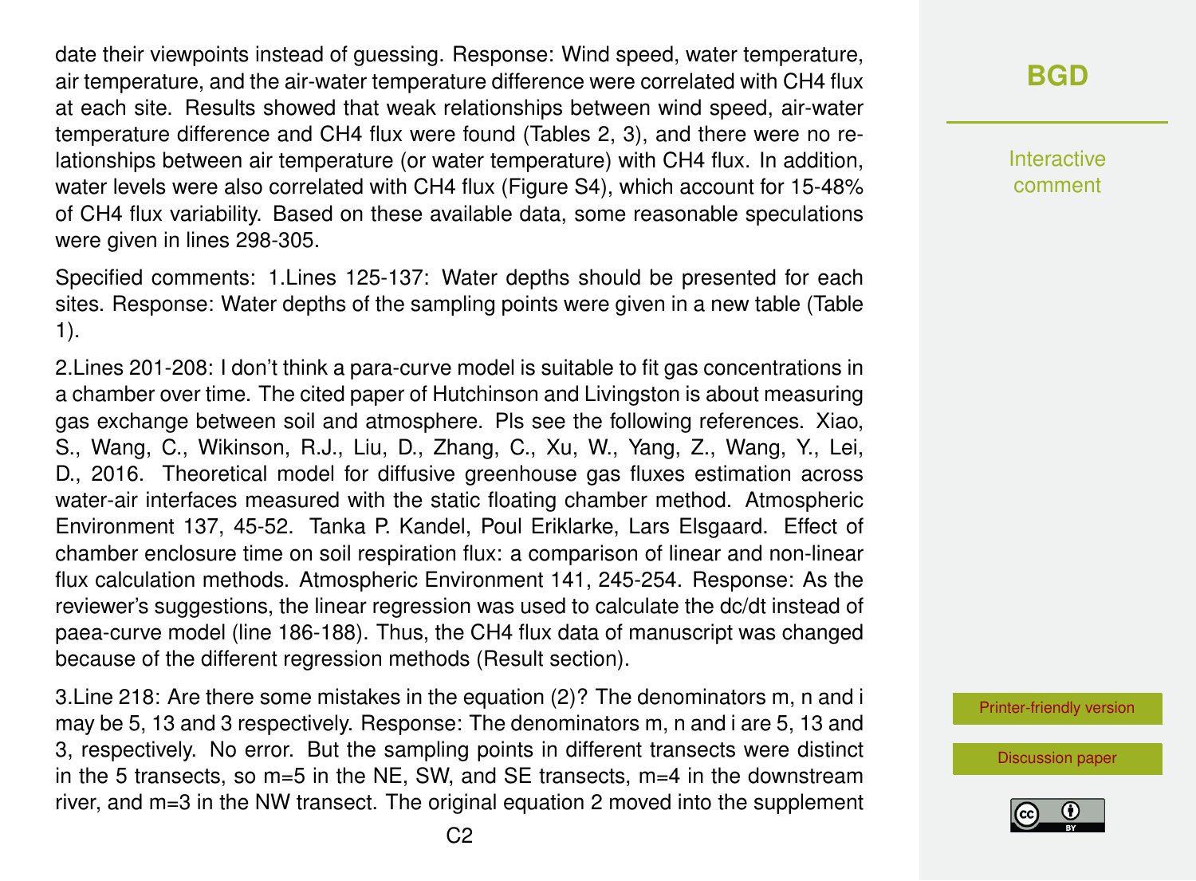date their viewpoints instead of guessing. Response: Wind speed, water temperature, air temperature, and the air-water temperature difference were correlated with $CH_4$ flux at each site. Results showed that weak relationships between wind speed, air-water temperature difference and $CH_4$ flux were found (Tables 2, 3), and there were no relationships between air temperature (or water temperature) with $CH_4$ flux. In addition, water levels were also correlated with $CH_4$ flux (Figure S4), which account for 15-48% of $CH_4$ flux variability. Based on these available data, some reasonable speculations were given in lines 298-305.

Specified comments: 1.Lines 125-137: Water depths should be presented for each sites. Response: Water depths of the sampling points were given in a new table (Table 1).

2.Lines 201-208: I don't think a para-curve model is suitable to fit gas concentrations in a chamber over time. The cited paper of Hutchinson and Livingston is about measuring gas exchange between soil and atmosphere. Pls see the following references. Xiao, S., Wang, C., Wikinson, R.J., Liu, D., Zhang, C., Xu, W., Yang, Z., Wang, Y., Lei, D., 2016. Theoretical model for diffusive greenhouse gas fluxes estimation across water-air interfaces measured with the static floating chamber method. Atmospheric Environment 137, 45-52. Tanka P. Kandel, Poul Eriklarke, Lars Elsgaard. Effect of chamber enclosure time on soil respiration flux: a comparison of linear and non-linear flux calculation methods. Atmospheric Environment 141, 245-254. Response: As the reviewer's suggestions, the linear regression was used to calculate the dc/dt instead of paea-curve model (line 186-188). Thus, the $CH_4$ flux data of manuscript was changed because of the different regression methods (Result section).

3.Line 218: Are there some mistakes in the equation (2)? The denominators m, n and i may be 5, 13 and 3 respectively. Response: The denominators m, n and i are 5, 13 and 3, respectively. No error. But the sampling points in different transects were distinct in the 5 transects, so m=5 in the NE, SW, and SE transects, m=4 in the downstream river, and m=3 in the NW transect. The original equation 2 moved into the supplement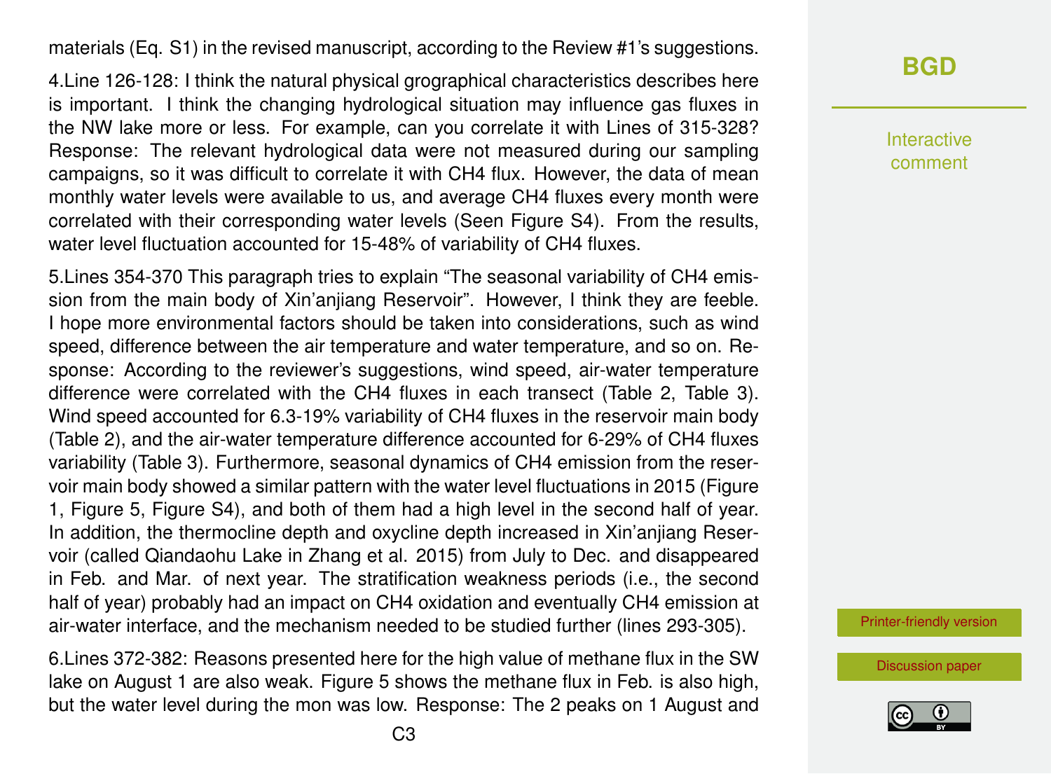materials (Eq. S1) in the revised manuscript, according to the Review #1's suggestions.

4.Line 126-128: I think the natural physical grographical characteristics describes here is important. I think the changing hydrological situation may influence gas fluxes in the NW lake more or less. For example, can you correlate it with Lines of 315-328? Response: The relevant hydrological data were not measured during our sampling campaigns, so it was difficult to correlate it with $CH_4$ flux. However, the data of mean monthly water levels were available to us, and average $CH_4$ fluxes every month were correlated with their corresponding water levels (Seen Figure S4). From the results, water level fluctuation accounted for 15-48% of variability of $CH_4$ fluxes.

5.Lines 354-370 This paragraph tries to explain "The seasonal variability of $CH_4$ emission from the main body of Xin'anjiang Reservoir". However, I think they are feeble. I hope more environmental factors should be taken into considerations, such as wind speed, difference between the air temperature and water temperature, and so on. Response: According to the reviewer's suggestions, wind speed, air-water temperature difference were correlated with the $CH_4$ fluxes in each transect (Table 2, Table 3). Wind speed accounted for 6.3-19% variability of $CH_4$ fluxes in the reservoir main body (Table 2), and the air-water temperature difference accounted for 6-29% of $CH_4$ fluxes variability (Table 3). Furthermore, seasonal dynamics of $CH_4$ emission from the reservoir main body showed a similar pattern with the water level fluctuations in 2015 (Figure 1, Figure 5, Figure S4), and both of them had a high level in the second half of year. In addition, the thermocline depth and oxycline depth increased in Xin'anjiang Reservoir (called Qiandaohu Lake in Zhang et al. 2015) from July to Dec. and disappeared in Feb. and Mar. of next year. The stratification weakness periods (i.e., the second half of year) probably had an impact on $CH_4$ oxidation and eventually $CH_4$ emission at air-water interface, and the mechanism needed to be studied further (lines 293-305).

6.Lines 372-382: Reasons presented here for the high value of methane flux in the SW lake on August 1 are also weak. Figure 5 shows the methane flux in Feb. is also high, but the water level during the mon was low. Response: The 2 peaks on 1 August and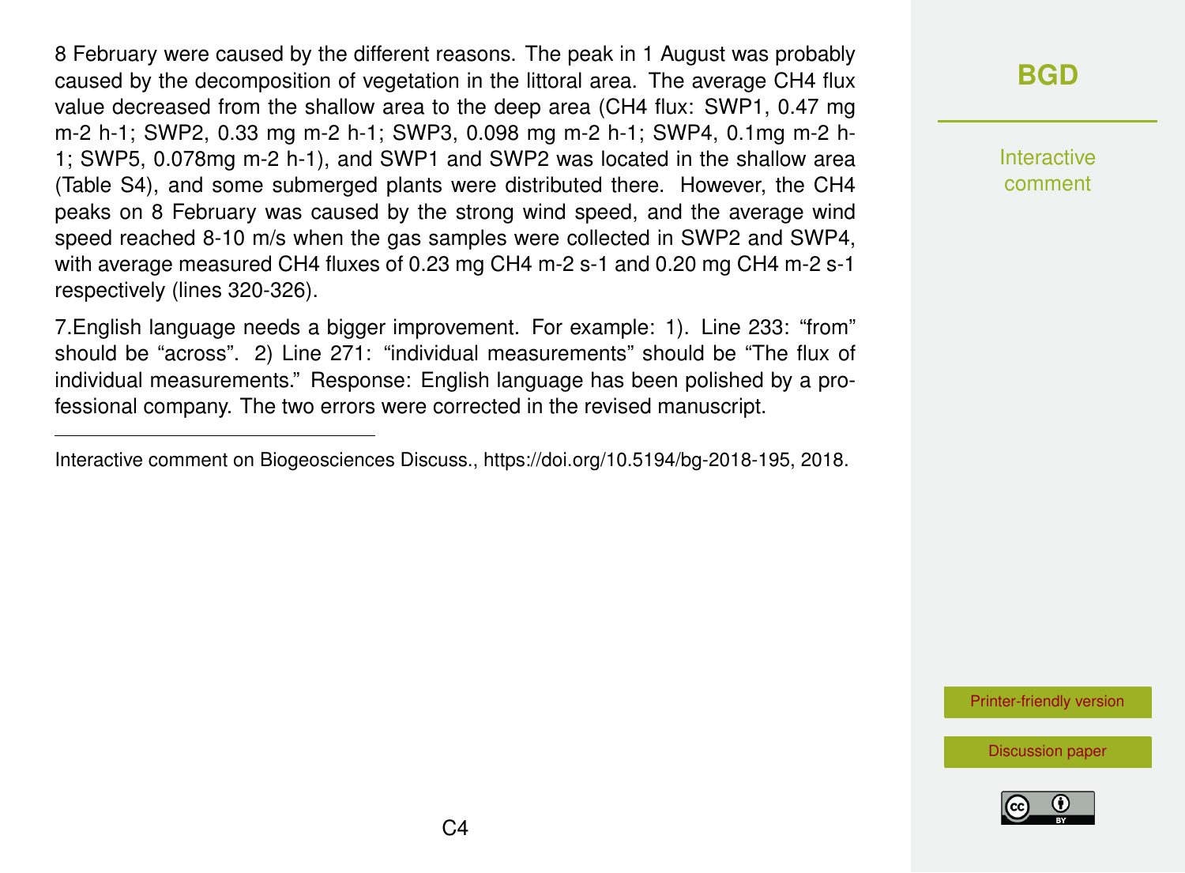8 February were caused by the different reasons. The peak in 1 August was probably caused by the decomposition of vegetation in the littoral area. The average $CH_4$ flux value decreased from the shallow area to the deep area ($CH_4$ flux: SWP1, 0.47 mg $m^{-2}$ $h^{-1}$; SWP2, 0.33 mg $m^{-2}$ $h^{-1}$; SWP3, 0.098 mg $m^{-2}$ $h^{-1}$; SWP4, 0.1mg $m^{-2}$ $h^{-1}$; SWP5, 0.078mg $m^{-2}$ $h^{-1}$), and SWP1 and SWP2 was located in the shallow area (Table S4), and some submerged plants were distributed there. However, the $CH_4$ peaks on 8 February was caused by the strong wind speed, and the average wind speed reached 8-10 m/s when the gas samples were collected in SWP2 and SWP4, with average measured $CH_4$ fluxes of 0.23 mg $CH_4$ $m^{-2}$ $s^{-1}$ and 0.20 mg $CH_4$ $m^{-2}$ $s^{-1}$ respectively (lines 320-326).

7.English language needs a bigger improvement. For example: 1). Line 233: “from” should be “across”. 2) Line 271: “individual measurements” should be “The flux of individual measurements.” Response: English language has been polished by a professional company. The two errors were corrected in the revised manuscript.

---

Interactive comment on Biogeosciences Discuss., https://doi.org/10.5194/bg-2018-195, 2018.